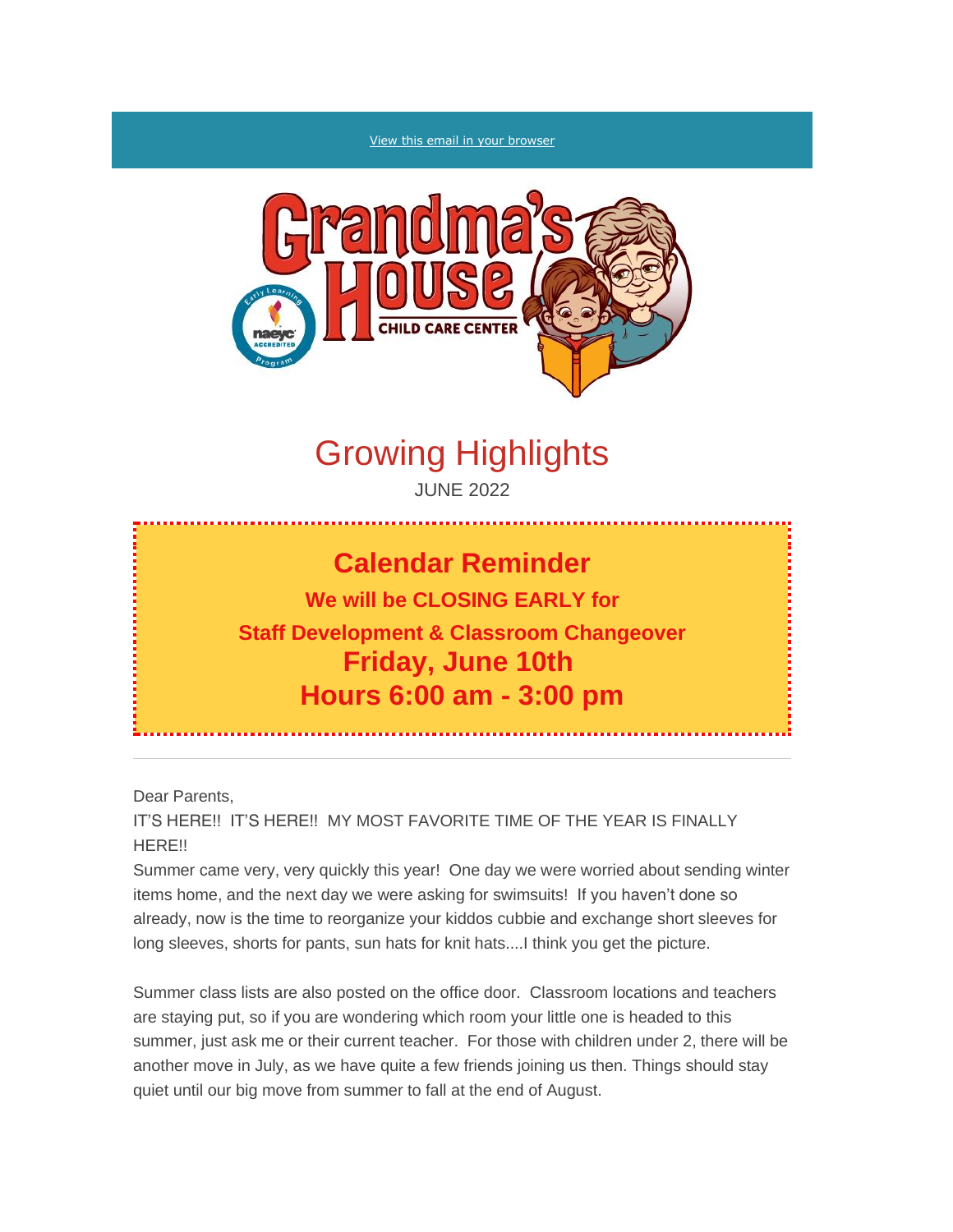View this email in your browser

Grandma's House CHILD CARE CENTER

# Growing Highlights

JUNE 2022

## Calendar Reminder

**We will be CLOSING EARLY for**

**Staff Development & Classroom Changeover**

**Friday, June 10th**

**Hours 6:00 am - 3:00 pm**

---

Dear Parents,

IT'S HERE!! IT'S HERE!! MY MOST FAVORITE TIME OF THE YEAR IS FINALLY HERE!!

Summer came very, very quickly this year! One day we were worried about sending winter items home, and the next day we were asking for swimsuits! If you haven't done so already, now is the time to reorganize your kiddos cubbie and exchange short sleeves for long sleeves, shorts for pants, sun hats for knit hats....I think you get the picture.

Summer class lists are also posted on the office door. Classroom locations and teachers are staying put, so if you are wondering which room your little one is headed to this summer, just ask me or their current teacher. For those with children under 2, there will be another move in July, as we have quite a few friends joining us then. Things should stay quiet until our big move from summer to fall at the end of August.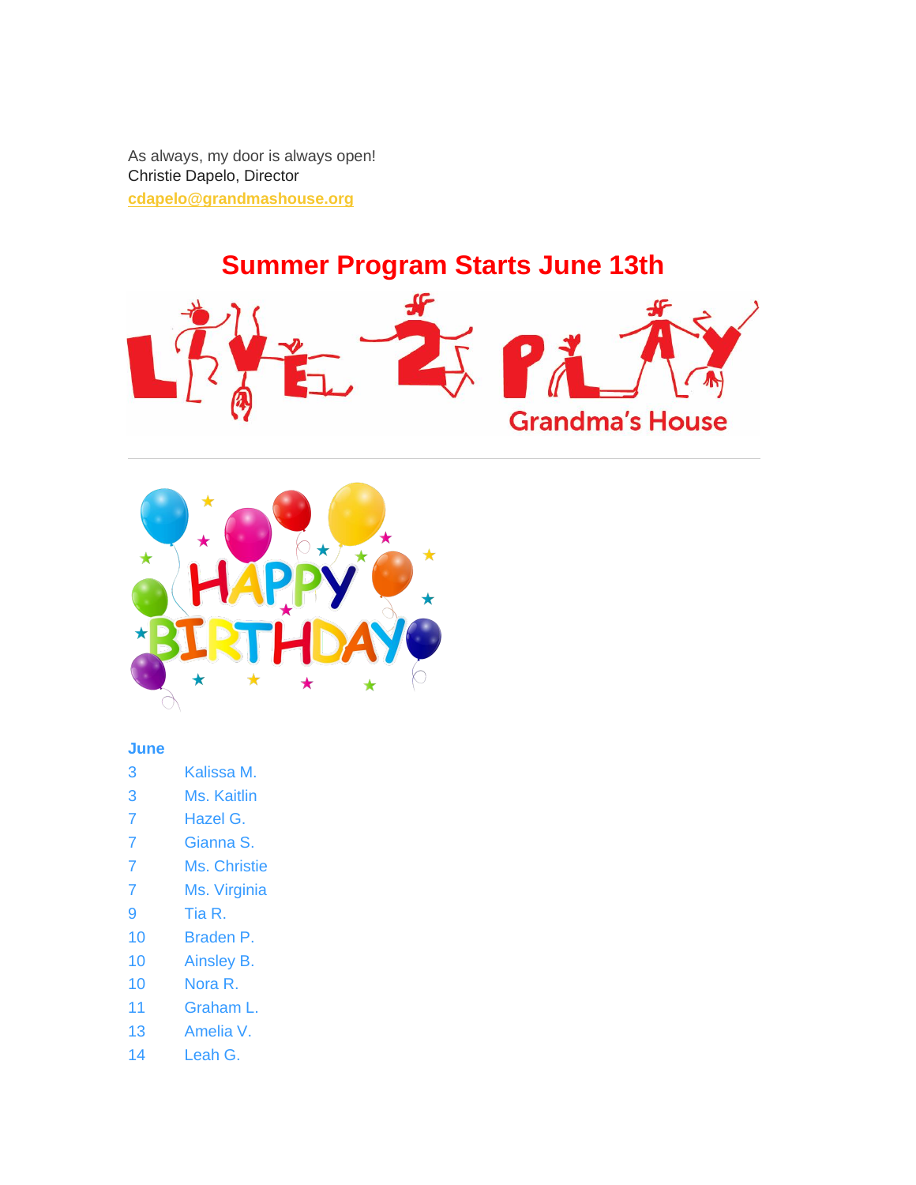As always, my door is always open!
Christie Dapelo, Director
cdapelo@grandmashouse.org

## Summer Program Starts June 13th

---

**June**

| | |
|---|---|
| 3 | Kalissa M. |
| 3 | Ms. Kaitlin |
| 7 | Hazel G. |
| 7 | Gianna S. |
| 7 | Ms. Christie |
| 7 | Ms. Virginia |
| 9 | Tia R. |
| 10 | Braden P. |
| 10 | Ainsley B. |
| 10 | Nora R. |
| 11 | Graham L. |
| 13 | Amelia V. |
| 14 | Leah G. |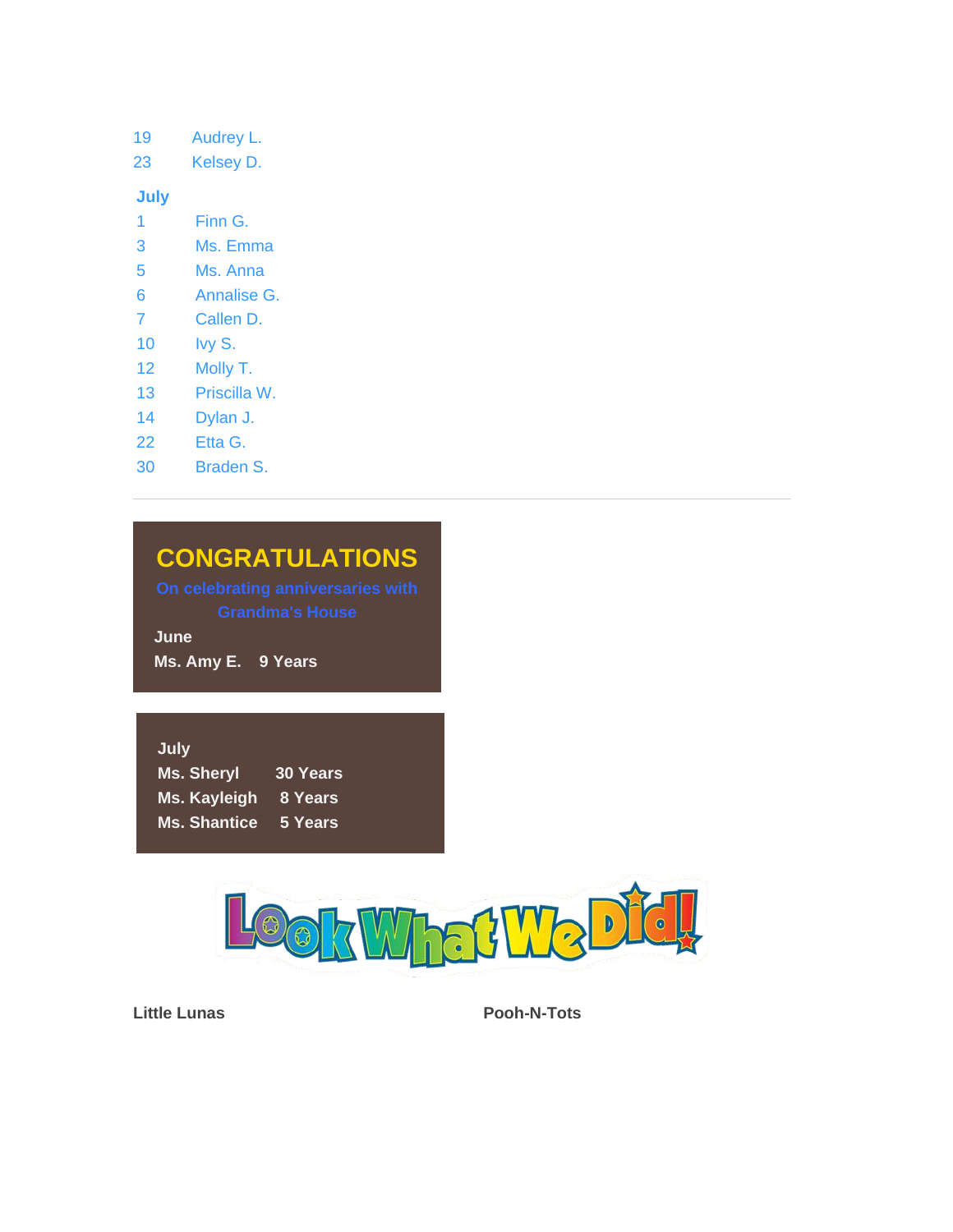19 Audrey L.
23 Kelsey D.

**July**

1 Finn G.
3 Ms. Emma
5 Ms. Anna
6 Annalise G.
7 Callen D.
10 Ivy S.
12 Molly T.
13 Priscilla W.
14 Dylan J.
22 Etta G.
30 Braden S.

---

## CONGRATULATIONS

**On celebrating anniversaries with Grandma's House**

**June**

**Ms. Amy E. 9 Years**

**July**

**Ms. Sheryl 30 Years**
**Ms. Kayleigh 8 Years**
**Ms. Shantice 5 Years**

**Look What We Did!**

**Little Lunas**

**Pooh-N-Tots**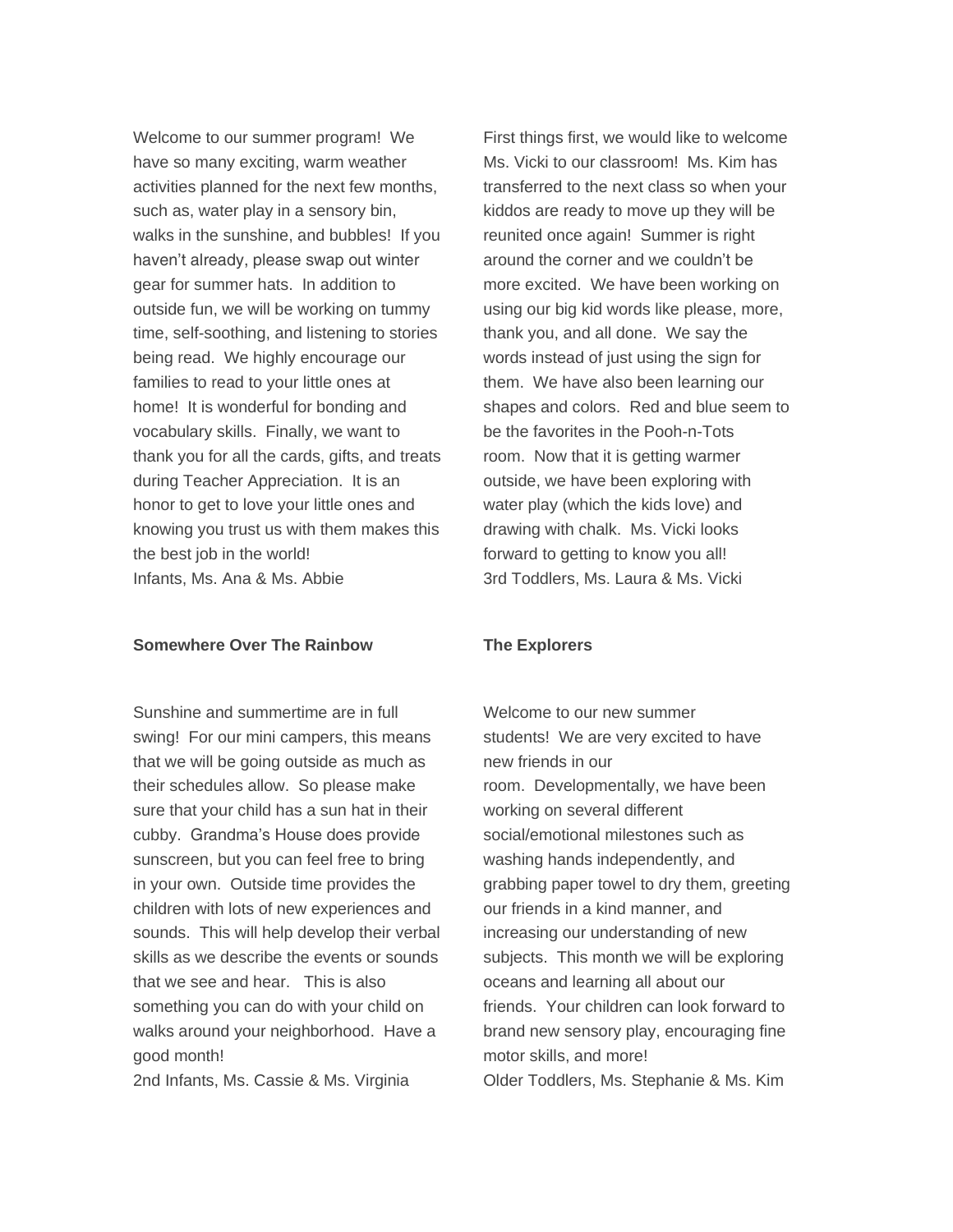Welcome to our summer program! We have so many exciting, warm weather activities planned for the next few months, such as, water play in a sensory bin, walks in the sunshine, and bubbles! If you haven't already, please swap out winter gear for summer hats. In addition to outside fun, we will be working on tummy time, self-soothing, and listening to stories being read. We highly encourage our families to read to your little ones at home! It is wonderful for bonding and vocabulary skills. Finally, we want to thank you for all the cards, gifts, and treats during Teacher Appreciation. It is an honor to get to love your little ones and knowing you trust us with them makes this the best job in the world!
Infants, Ms. Ana & Ms. Abbie

First things first, we would like to welcome Ms. Vicki to our classroom! Ms. Kim has transferred to the next class so when your kiddos are ready to move up they will be reunited once again! Summer is right around the corner and we couldn't be more excited. We have been working on using our big kid words like please, more, thank you, and all done. We say the words instead of just using the sign for them. We have also been learning our shapes and colors. Red and blue seem to be the favorites in the Pooh-n-Tots room. Now that it is getting warmer outside, we have been exploring with water play (which the kids love) and drawing with chalk. Ms. Vicki looks forward to getting to know you all!
3rd Toddlers, Ms. Laura & Ms. Vicki

**Somewhere Over The Rainbow**

Sunshine and summertime are in full swing! For our mini campers, this means that we will be going outside as much as their schedules allow. So please make sure that your child has a sun hat in their cubby. Grandma's House does provide sunscreen, but you can feel free to bring in your own. Outside time provides the children with lots of new experiences and sounds. This will help develop their verbal skills as we describe the events or sounds that we see and hear. This is also something you can do with your child on walks around your neighborhood. Have a good month!
2nd Infants, Ms. Cassie & Ms. Virginia

**The Explorers**

Welcome to our new summer students! We are very excited to have new friends in our room. Developmentally, we have been working on several different social/emotional milestones such as washing hands independently, and grabbing paper towel to dry them, greeting our friends in a kind manner, and increasing our understanding of new subjects. This month we will be exploring oceans and learning all about our friends. Your children can look forward to brand new sensory play, encouraging fine motor skills, and more!
Older Toddlers, Ms. Stephanie & Ms. Kim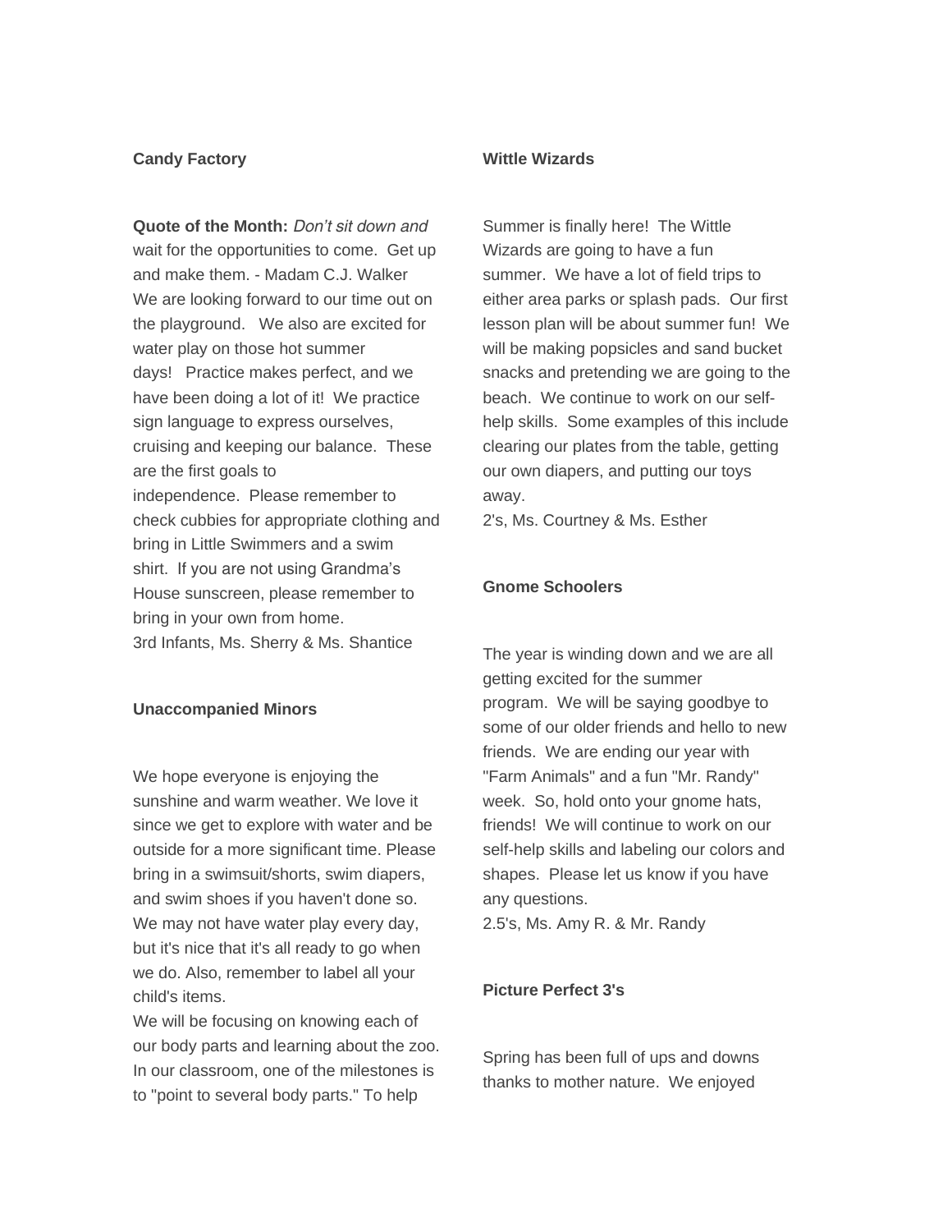**Candy Factory**

**Quote of the Month:** *Don't sit down and* wait for the opportunities to come. Get up and make them. - Madam C.J. Walker We are looking forward to our time out on the playground. We also are excited for water play on those hot summer days! Practice makes perfect, and we have been doing a lot of it! We practice sign language to express ourselves, cruising and keeping our balance. These are the first goals to independence. Please remember to check cubbies for appropriate clothing and bring in Little Swimmers and a swim shirt. If you are not using Grandma's House sunscreen, please remember to bring in your own from home.
3rd Infants, Ms. Sherry & Ms. Shantice

**Unaccompanied Minors**

We hope everyone is enjoying the sunshine and warm weather. We love it since we get to explore with water and be outside for a more significant time. Please bring in a swimsuit/shorts, swim diapers, and swim shoes if you haven't done so. We may not have water play every day, but it's nice that it's all ready to go when we do. Also, remember to label all your child's items.
We will be focusing on knowing each of our body parts and learning about the zoo. In our classroom, one of the milestones is to "point to several body parts." To help

**Wittle Wizards**

Summer is finally here! The Wittle Wizards are going to have a fun summer. We have a lot of field trips to either area parks or splash pads. Our first lesson plan will be about summer fun! We will be making popsicles and sand bucket snacks and pretending we are going to the beach. We continue to work on our self-help skills. Some examples of this include clearing our plates from the table, getting our own diapers, and putting our toys away.
2's, Ms. Courtney & Ms. Esther

**Gnome Schoolers**

The year is winding down and we are all getting excited for the summer program. We will be saying goodbye to some of our older friends and hello to new friends. We are ending our year with "Farm Animals" and a fun "Mr. Randy" week. So, hold onto your gnome hats, friends! We will continue to work on our self-help skills and labeling our colors and shapes. Please let us know if you have any questions.
2.5's, Ms. Amy R. & Mr. Randy

**Picture Perfect 3's**

Spring has been full of ups and downs thanks to mother nature. We enjoyed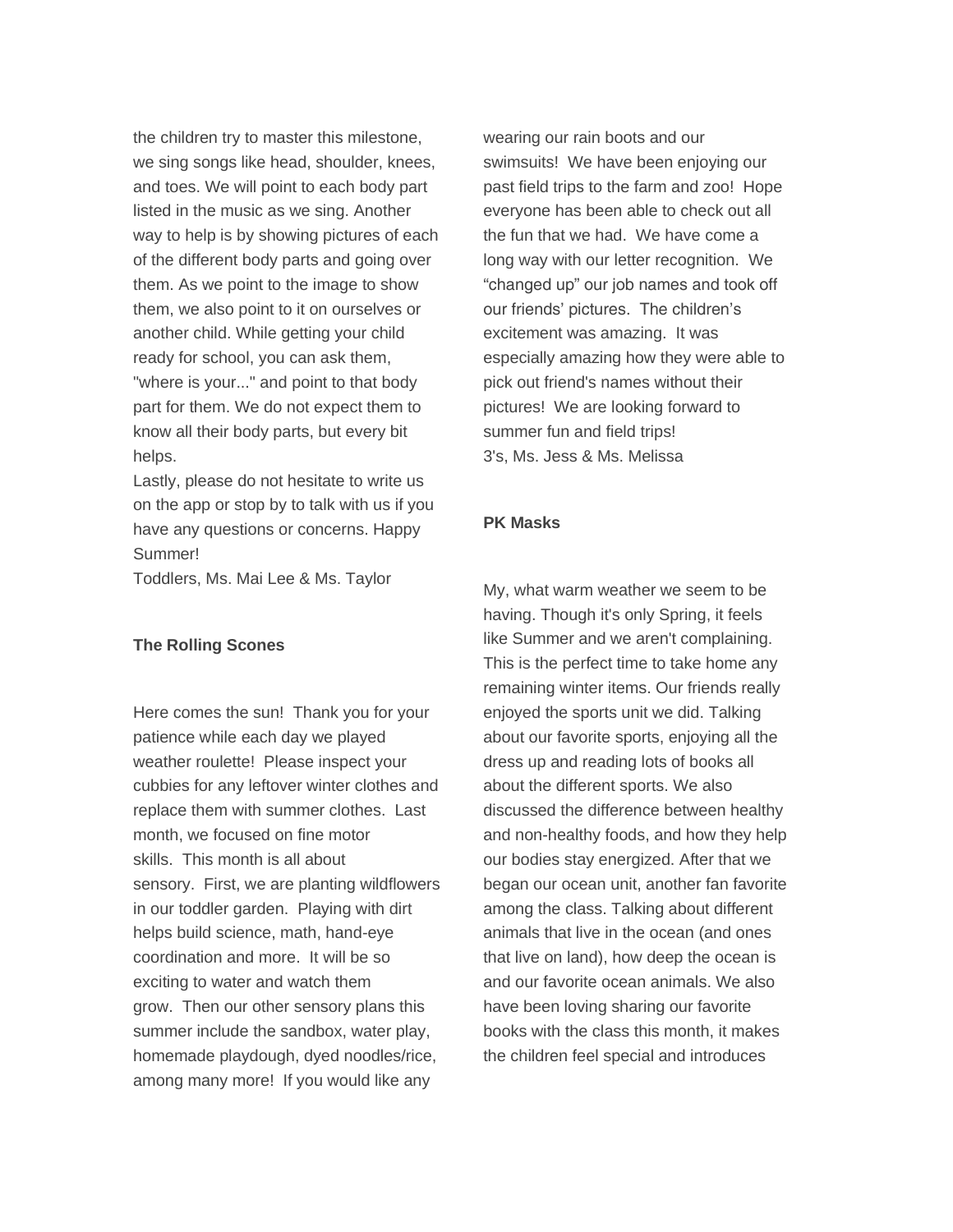the children try to master this milestone, we sing songs like head, shoulder, knees, and toes. We will point to each body part listed in the music as we sing. Another way to help is by showing pictures of each of the different body parts and going over them. As we point to the image to show them, we also point to it on ourselves or another child. While getting your child ready for school, you can ask them, "where is your..." and point to that body part for them. We do not expect them to know all their body parts, but every bit helps.

Lastly, please do not hesitate to write us on the app or stop by to talk with us if you have any questions or concerns. Happy Summer!

Toddlers, Ms. Mai Lee & Ms. Taylor

**The Rolling Scones**

Here comes the sun! Thank you for your patience while each day we played weather roulette! Please inspect your cubbies for any leftover winter clothes and replace them with summer clothes. Last month, we focused on fine motor skills. This month is all about sensory. First, we are planting wildflowers in our toddler garden. Playing with dirt helps build science, math, hand-eye coordination and more. It will be so exciting to water and watch them grow. Then our other sensory plans this summer include the sandbox, water play, homemade playdough, dyed noodles/rice, among many more! If you would like any wearing our rain boots and our swimsuits! We have been enjoying our past field trips to the farm and zoo! Hope everyone has been able to check out all the fun that we had. We have come a long way with our letter recognition. We "changed up" our job names and took off our friends' pictures. The children's excitement was amazing. It was especially amazing how they were able to pick out friend's names without their pictures! We are looking forward to summer fun and field trips!

3's, Ms. Jess & Ms. Melissa

**PK Masks**

My, what warm weather we seem to be having. Though it's only Spring, it feels like Summer and we aren't complaining. This is the perfect time to take home any remaining winter items. Our friends really enjoyed the sports unit we did. Talking about our favorite sports, enjoying all the dress up and reading lots of books all about the different sports. We also discussed the difference between healthy and non-healthy foods, and how they help our bodies stay energized. After that we began our ocean unit, another fan favorite among the class. Talking about different animals that live in the ocean (and ones that live on land), how deep the ocean is and our favorite ocean animals. We also have been loving sharing our favorite books with the class this month, it makes the children feel special and introduces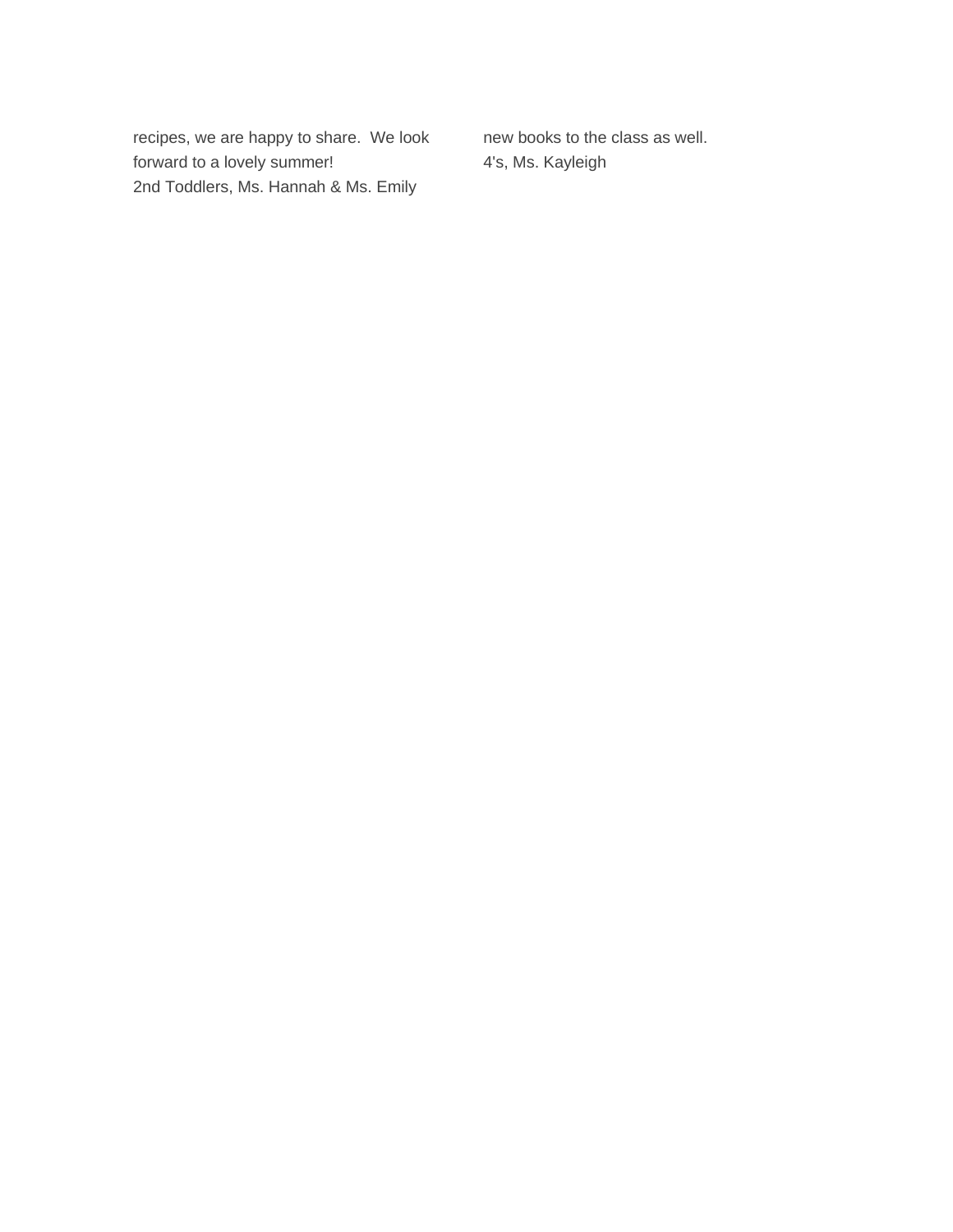recipes, we are happy to share.  We look forward to a lovely summer!
2nd Toddlers, Ms. Hannah & Ms. Emily

new books to the class as well.
4's, Ms. Kayleigh